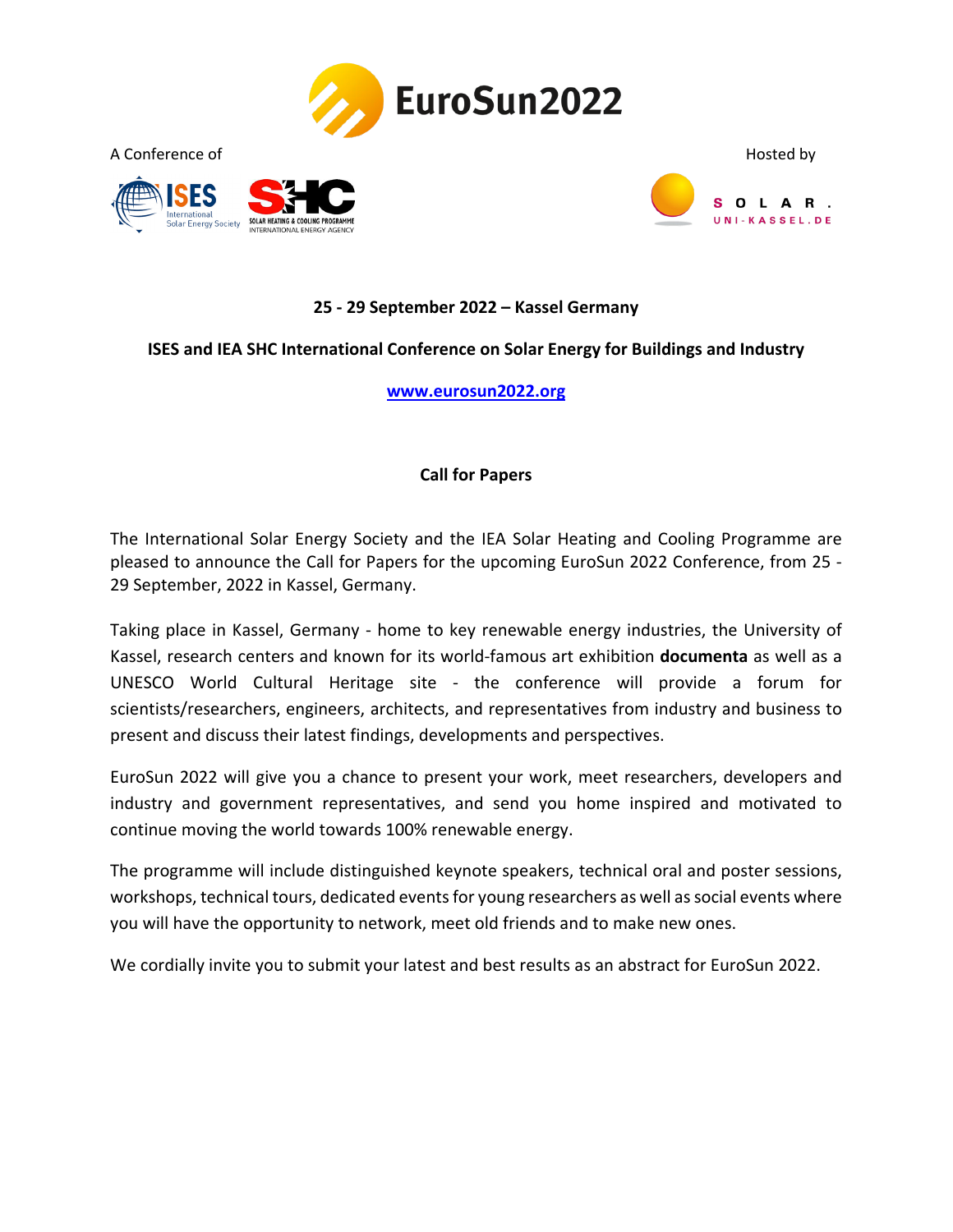# EuroSun2022

A Conference of

Hosted by

SOLAR. UNI-KASSEL.DE

**25 - 29 September 2022 – Kassel Germany**

**ISES and IEA SHC International Conference on Solar Energy for Buildings and Industry**

**www.eurosun2022.org**

## Call for Papers

The International Solar Energy Society and the IEA Solar Heating and Cooling Programme are pleased to announce the Call for Papers for the upcoming EuroSun 2022 Conference, from 25 - 29 September, 2022 in Kassel, Germany.

Taking place in Kassel, Germany - home to key renewable energy industries, the University of Kassel, research centers and known for its world-famous art exhibition **documenta** as well as a UNESCO World Cultural Heritage site - the conference will provide a forum for scientists/researchers, engineers, architects, and representatives from industry and business to present and discuss their latest findings, developments and perspectives.

EuroSun 2022 will give you a chance to present your work, meet researchers, developers and industry and government representatives, and send you home inspired and motivated to continue moving the world towards 100% renewable energy.

The programme will include distinguished keynote speakers, technical oral and poster sessions, workshops, technical tours, dedicated events for young researchers as well as social events where you will have the opportunity to network, meet old friends and to make new ones.

We cordially invite you to submit your latest and best results as an abstract for EuroSun 2022.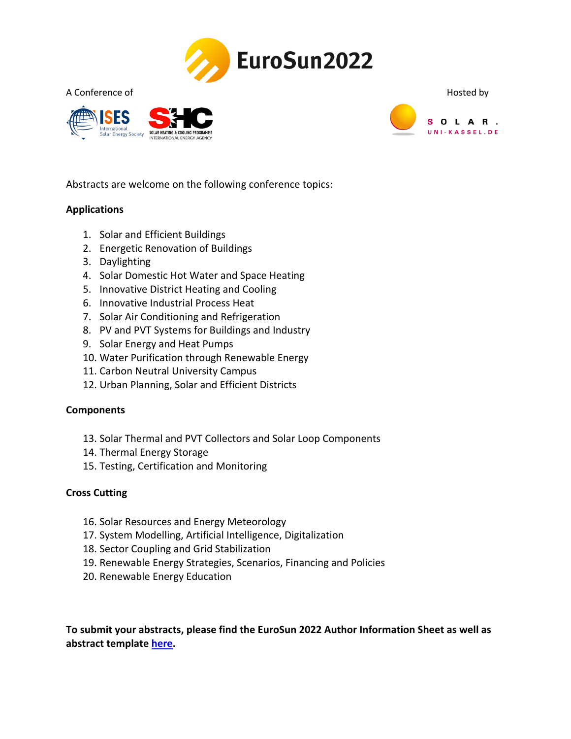# EuroSun2022

A Conference of

Hosted by

Abstracts are welcome on the following conference topics:

**Applications**

1. Solar and Efficient Buildings
2. Energetic Renovation of Buildings
3. Daylighting
4. Solar Domestic Hot Water and Space Heating
5. Innovative District Heating and Cooling
6. Innovative Industrial Process Heat
7. Solar Air Conditioning and Refrigeration
8. PV and PVT Systems for Buildings and Industry
9. Solar Energy and Heat Pumps
10. Water Purification through Renewable Energy
11. Carbon Neutral University Campus
12. Urban Planning, Solar and Efficient Districts

**Components**

13. Solar Thermal and PVT Collectors and Solar Loop Components
14. Thermal Energy Storage
15. Testing, Certification and Monitoring

**Cross Cutting**

16. Solar Resources and Energy Meteorology
17. System Modelling, Artificial Intelligence, Digitalization
18. Sector Coupling and Grid Stabilization
19. Renewable Energy Strategies, Scenarios, Financing and Policies
20. Renewable Energy Education

**To submit your abstracts, please find the EuroSun 2022 Author Information Sheet as well as abstract template here.**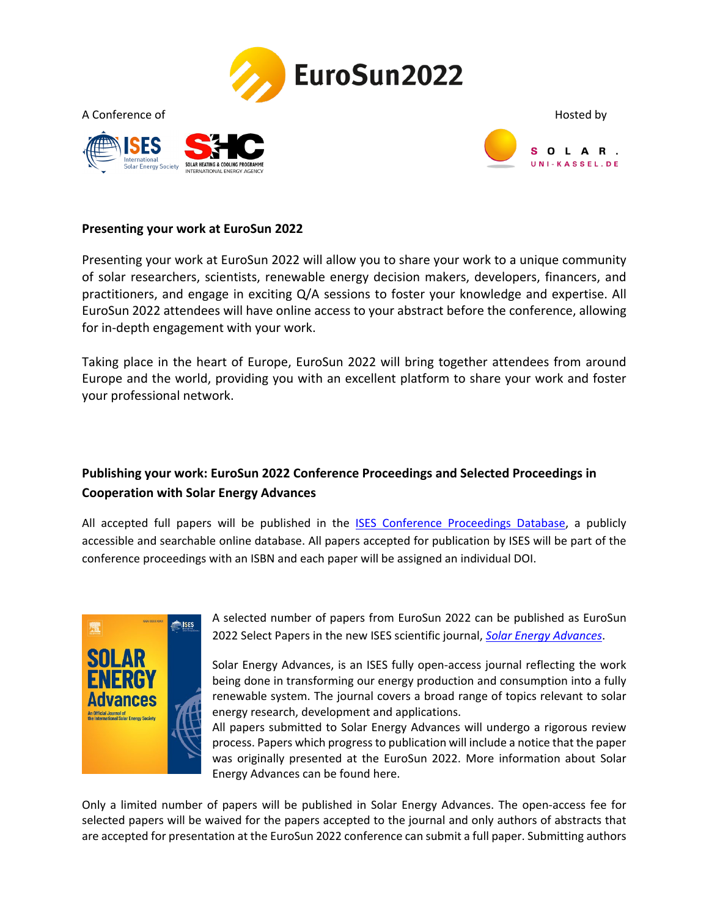# EuroSun2022

A Conference of

Hosted by

**Presenting your work at EuroSun 2022**

Presenting your work at EuroSun 2022 will allow you to share your work to a unique community of solar researchers, scientists, renewable energy decision makers, developers, financers, and practitioners, and engage in exciting Q/A sessions to foster your knowledge and expertise. All EuroSun 2022 attendees will have online access to your abstract before the conference, allowing for in-depth engagement with your work.

Taking place in the heart of Europe, EuroSun 2022 will bring together attendees from around Europe and the world, providing you with an excellent platform to share your work and foster your professional network.

**Publishing your work: EuroSun 2022 Conference Proceedings and Selected Proceedings in Cooperation with Solar Energy Advances**

All accepted full papers will be published in the ISES Conference Proceedings Database, a publicly accessible and searchable online database. All papers accepted for publication by ISES will be part of the conference proceedings with an ISBN and each paper will be assigned an individual DOI.

A selected number of papers from EuroSun 2022 can be published as EuroSun 2022 Select Papers in the new ISES scientific journal, *Solar Energy Advances*.

Solar Energy Advances, is an ISES fully open-access journal reflecting the work being done in transforming our energy production and consumption into a fully renewable system. The journal covers a broad range of topics relevant to solar energy research, development and applications.
All papers submitted to Solar Energy Advances will undergo a rigorous review process. Papers which progress to publication will include a notice that the paper was originally presented at the EuroSun 2022. More information about Solar Energy Advances can be found here.

Only a limited number of papers will be published in Solar Energy Advances. The open-access fee for selected papers will be waived for the papers accepted to the journal and only authors of abstracts that are accepted for presentation at the EuroSun 2022 conference can submit a full paper. Submitting authors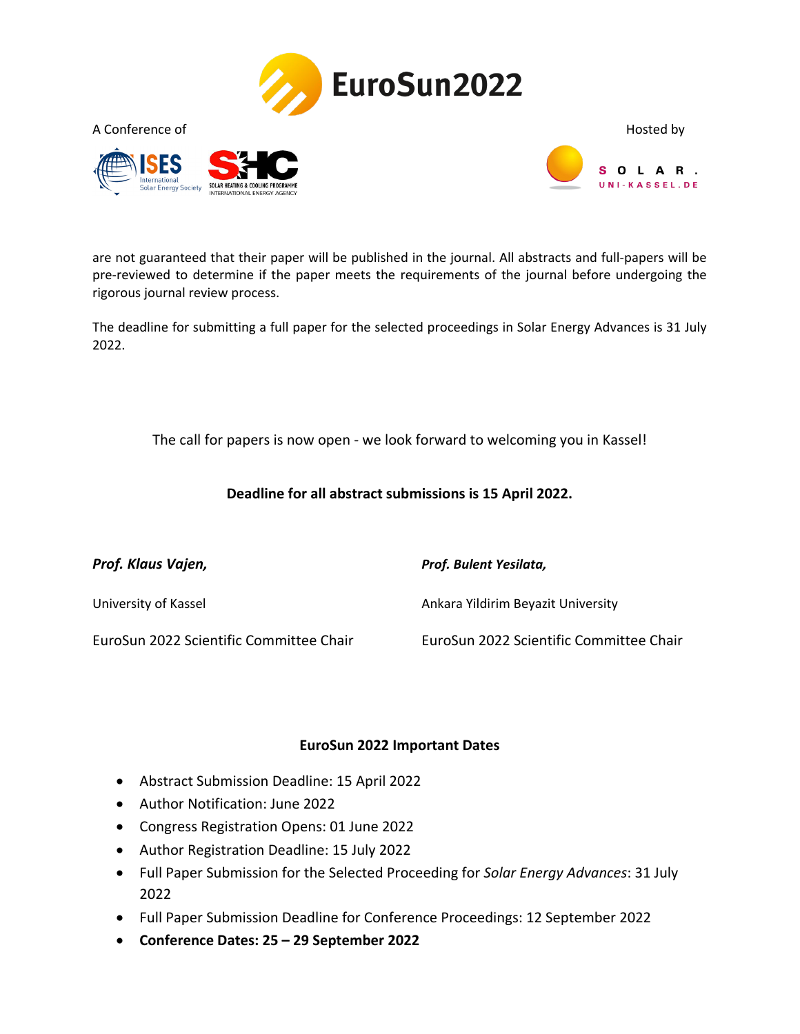are not guaranteed that their paper will be published in the journal. All abstracts and full-papers will be pre-reviewed to determine if the paper meets the requirements of the journal before undergoing the rigorous journal review process.

The deadline for submitting a full paper for the selected proceedings in Solar Energy Advances is 31 July 2022.

The call for papers is now open - we look forward to welcoming you in Kassel!

**Deadline for all abstract submissions is 15 April 2022.**

***Prof. Klaus Vajen,***

University of Kassel

EuroSun 2022 Scientific Committee Chair

***Prof. Bulent Yesilata,***

Ankara Yildirim Beyazit University

EuroSun 2022 Scientific Committee Chair

**EuroSun 2022 Important Dates**

- Abstract Submission Deadline: 15 April 2022
- Author Notification: June 2022
- Congress Registration Opens: 01 June 2022
- Author Registration Deadline: 15 July 2022
- Full Paper Submission for the Selected Proceeding for *Solar Energy Advances*: 31 July 2022
- Full Paper Submission Deadline for Conference Proceedings: 12 September 2022
- **Conference Dates: 25 – 29 September 2022**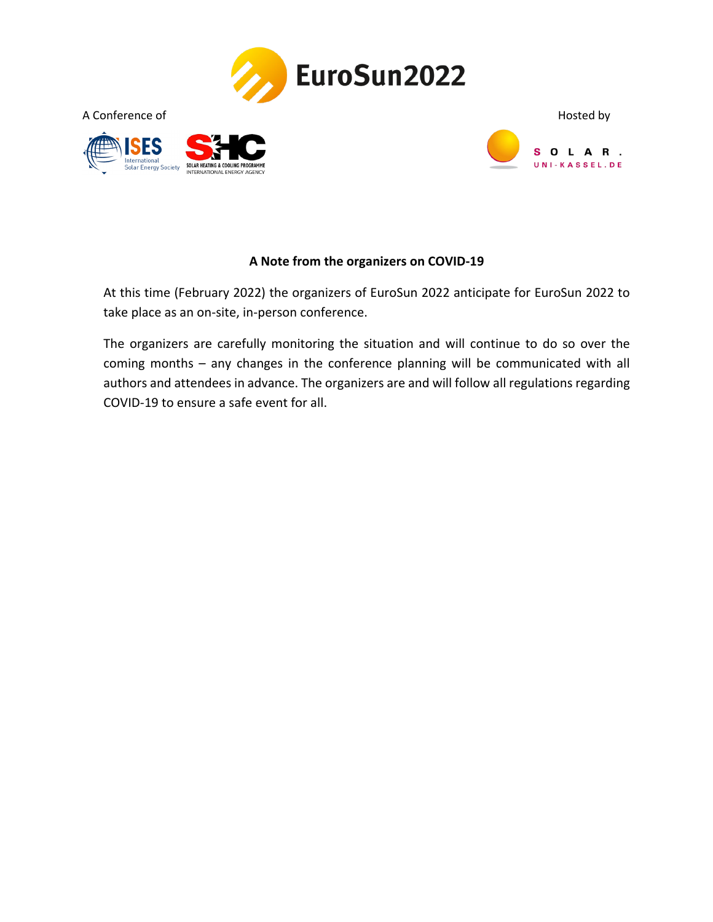EuroSun2022

A Conference of

ISES International Solar Energy Society

SHC Solar Heating & Cooling Programme International Energy Agency

Hosted by

SOLAR. UNI-KASSEL.DE

**A Note from the organizers on COVID-19**

At this time (February 2022) the organizers of EuroSun 2022 anticipate for EuroSun 2022 to take place as an on-site, in-person conference.

The organizers are carefully monitoring the situation and will continue to do so over the coming months – any changes in the conference planning will be communicated with all authors and attendees in advance. The organizers are and will follow all regulations regarding COVID-19 to ensure a safe event for all.